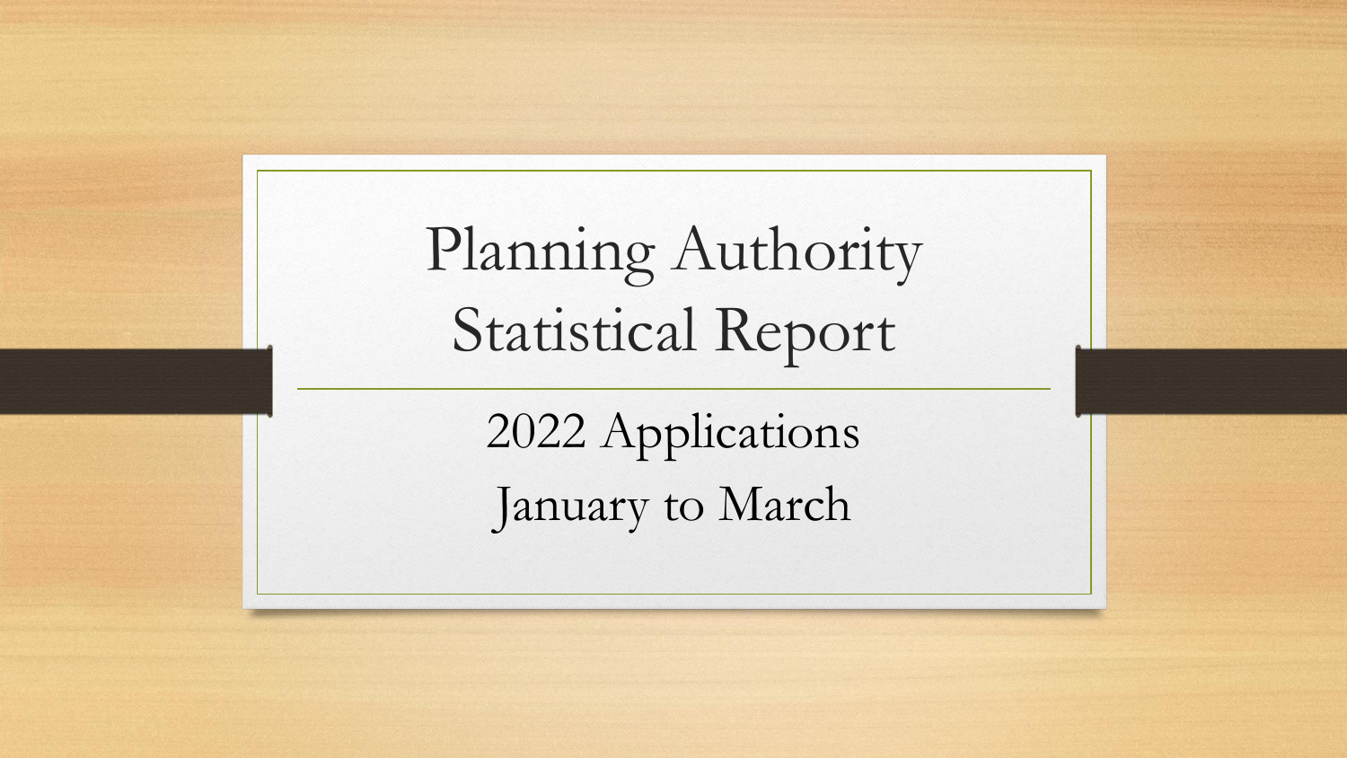# Planning Authority Statistical Report

## 2022 Applications

## January to March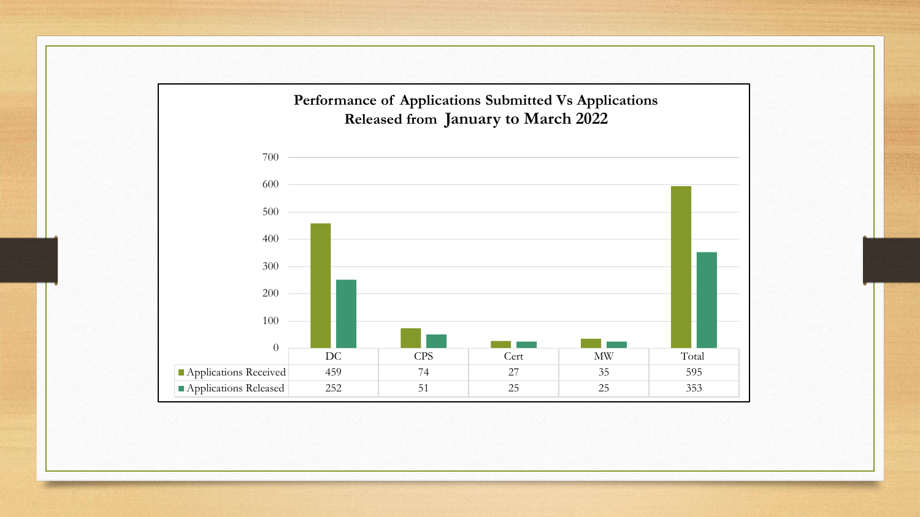## Performance of Applications Submitted Vs Applications Released from January to March 2022

| | DC | CPS | Cert | MW | Total |
|---|---|---|---|---|---|
| Applications Received | 459 | 74 | 27 | 35 | 595 |
| Applications Released | 252 | 51 | 25 | 25 | 353 |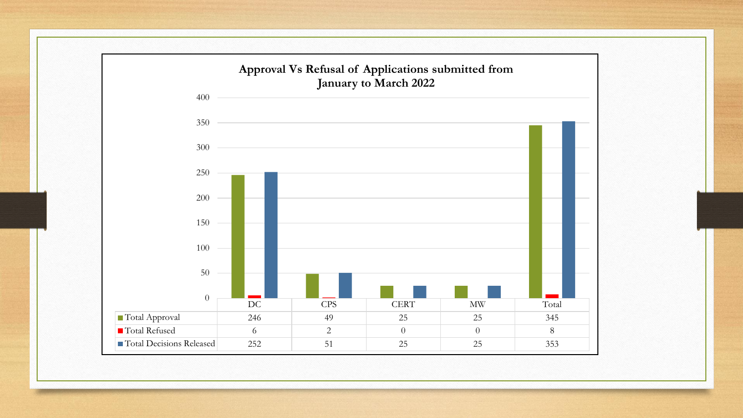## Approval Vs Refusal of Applications submitted from January to March 2022

| | DC | CPS | CERT | MW | Total |
|---|---|---|---|---|---|
| Total Approval | 246 | 49 | 25 | 25 | 345 |
| Total Refused | 6 | 2 | 0 | 0 | 8 |
| Total Decisions Released | 252 | 51 | 25 | 25 | 353 |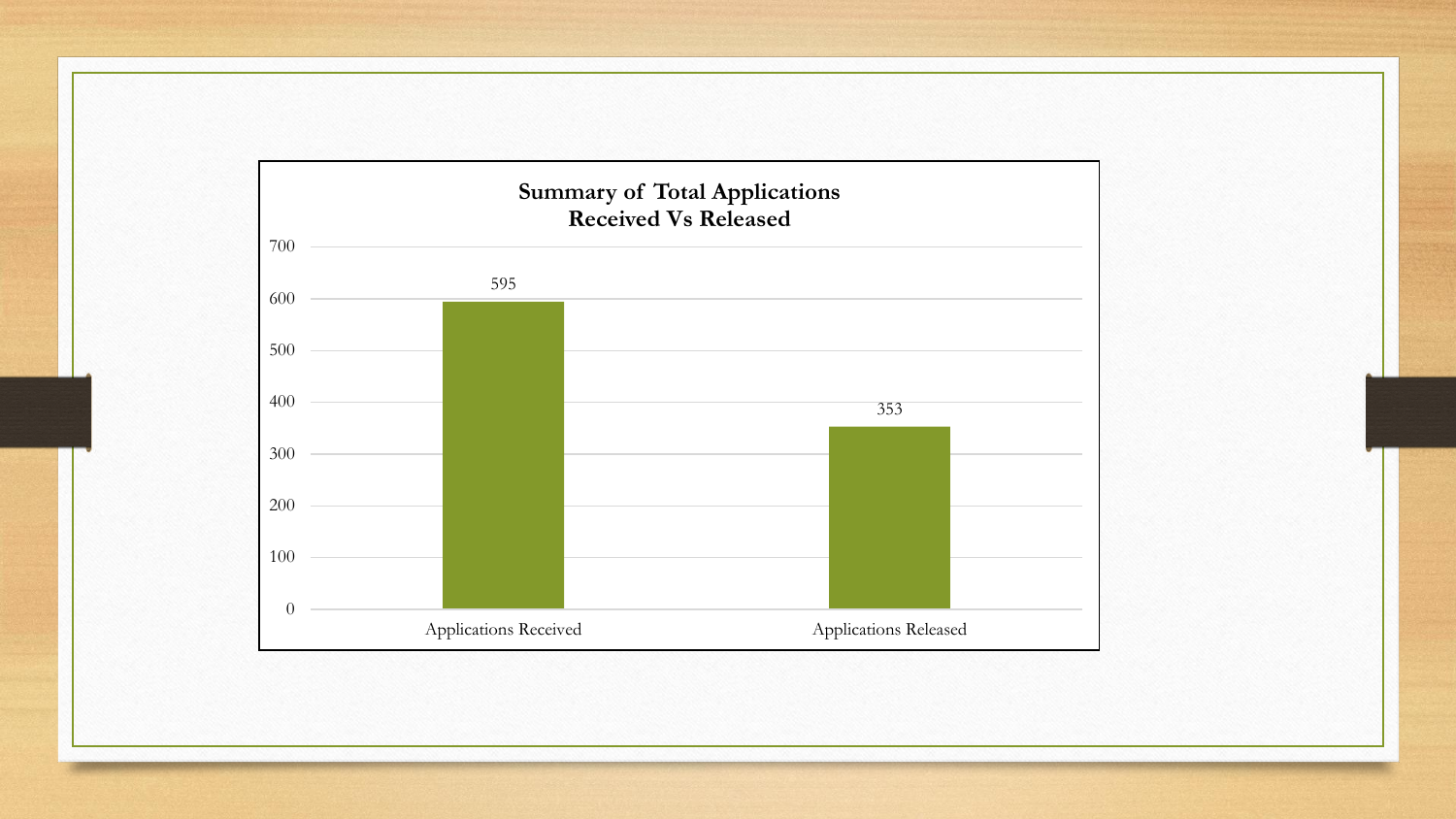**Summary of Total Applications Received Vs Released**

| Category | Value |
| --- | --- |
| Applications Received | 595 |
| Applications Released | 353 |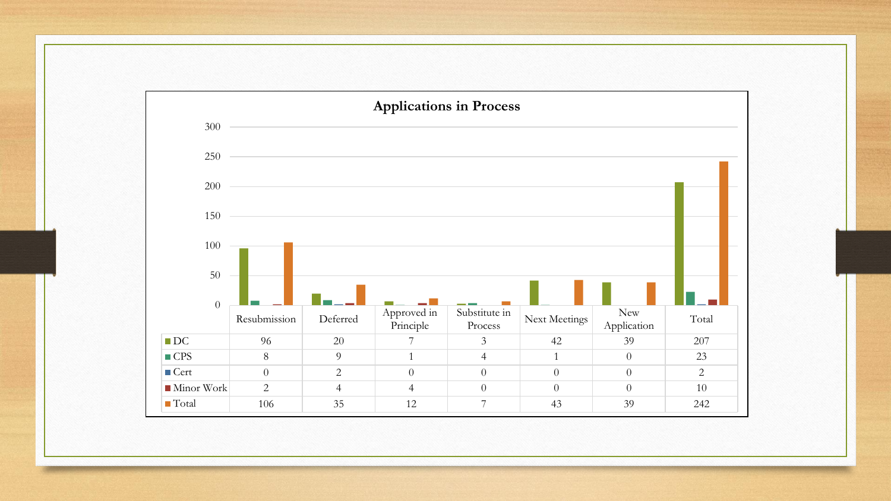## Applications in Process

| | Resubmission | Deferred | Approved in Principle | Substitute in Process | Next Meetings | New Application | Total |
|---|---|---|---|---|---|---|---|
| DC | 96 | 20 | 7 | 3 | 42 | 39 | 207 |
| CPS | 8 | 9 | 1 | 4 | 1 | 0 | 23 |
| Cert | 0 | 2 | 0 | 0 | 0 | 0 | 2 |
| Minor Work | 2 | 4 | 4 | 0 | 0 | 0 | 10 |
| Total | 106 | 35 | 12 | 7 | 43 | 39 | 242 |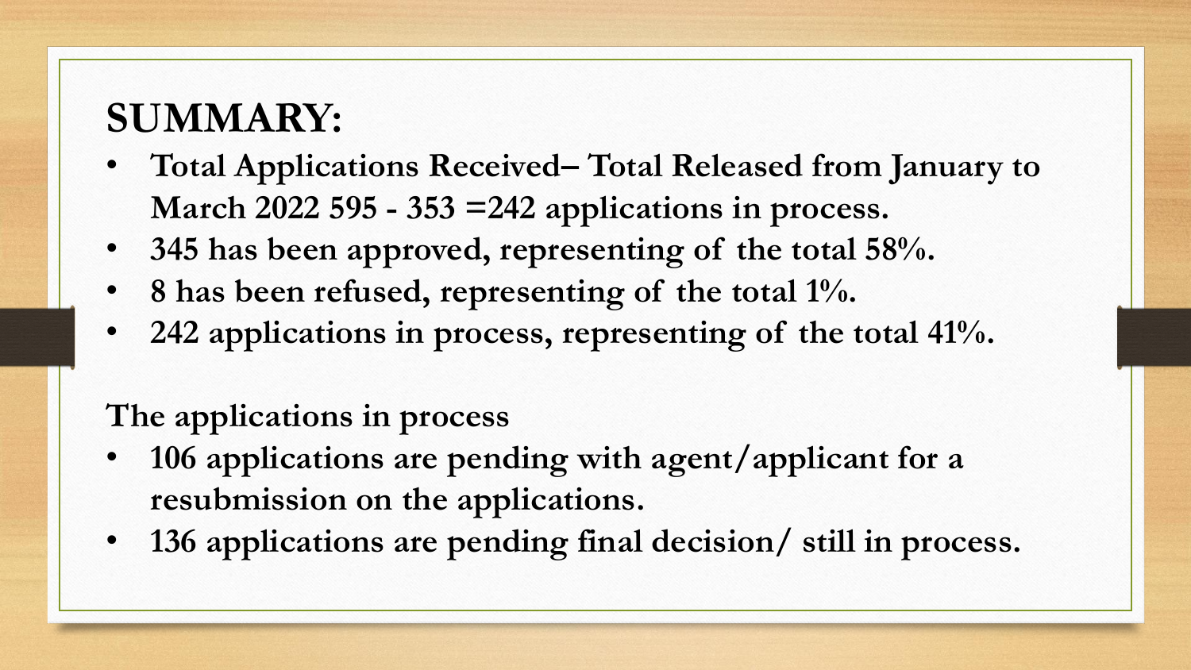# SUMMARY:

- **Total Applications Received– Total Released from January to March 2022 595 - 353 =242 applications in process.**
- **345 has been approved, representing of the total 58%.**
- **8 has been refused, representing of the total 1%.**
- **242 applications in process, representing of the total 41%.**

**The applications in process**

- **106 applications are pending with agent/applicant for a resubmission on the applications.**
- **136 applications are pending final decision/ still in process.**